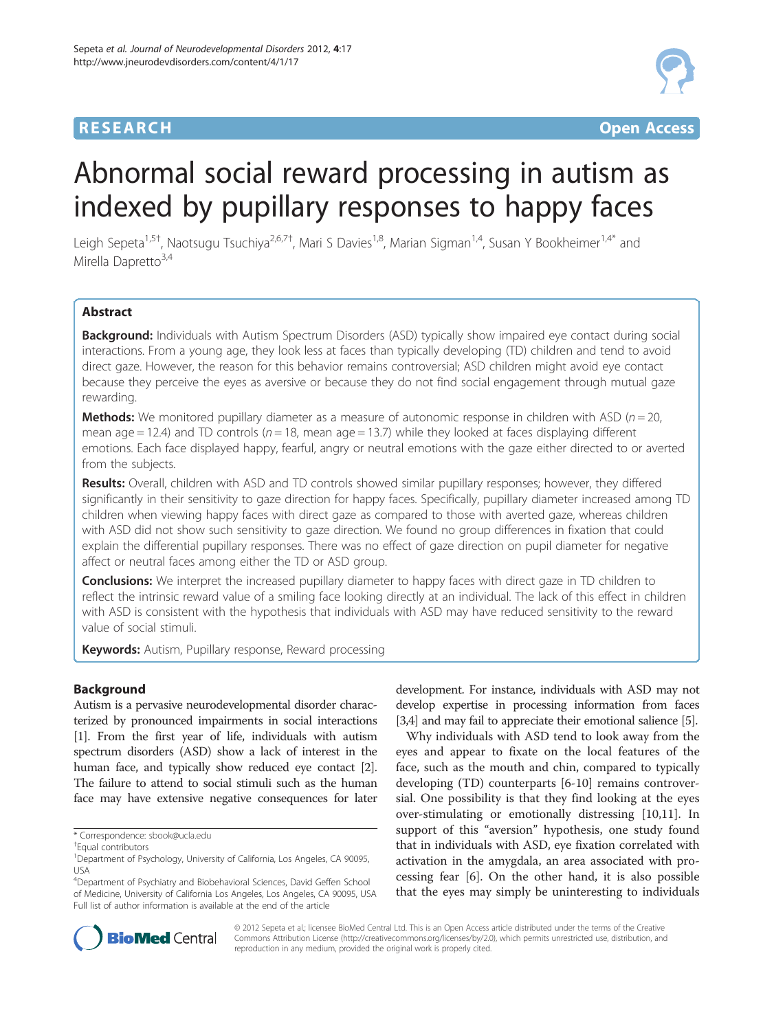**RESEARCH** **Open Access**

# Abnormal social reward processing in autism as indexed by pupillary responses to happy faces

Leigh Sepeta[1,5†], Naotsugu Tsuchiya[2,6,7†], Mari S Davies[1,8], Marian Sigman[1,4], Susan Y Bookheimer[1,4*] and Mirella Dapretto[3,4]

## Abstract

**Background:** Individuals with Autism Spectrum Disorders (ASD) typically show impaired eye contact during social interactions. From a young age, they look less at faces than typically developing (TD) children and tend to avoid direct gaze. However, the reason for this behavior remains controversial; ASD children might avoid eye contact because they perceive the eyes as aversive or because they do not find social engagement through mutual gaze rewarding.

**Methods:** We monitored pupillary diameter as a measure of autonomic response in children with ASD ($n = 20$, mean age = 12.4) and TD controls ($n = 18$, mean age = 13.7) while they looked at faces displaying different emotions. Each face displayed happy, fearful, angry or neutral emotions with the gaze either directed to or averted from the subjects.

**Results:** Overall, children with ASD and TD controls showed similar pupillary responses; however, they differed significantly in their sensitivity to gaze direction for happy faces. Specifically, pupillary diameter increased among TD children when viewing happy faces with direct gaze as compared to those with averted gaze, whereas children with ASD did not show such sensitivity to gaze direction. We found no group differences in fixation that could explain the differential pupillary responses. There was no effect of gaze direction on pupil diameter for negative affect or neutral faces among either the TD or ASD group.

**Conclusions:** We interpret the increased pupillary diameter to happy faces with direct gaze in TD children to reflect the intrinsic reward value of a smiling face looking directly at an individual. The lack of this effect in children with ASD is consistent with the hypothesis that individuals with ASD may have reduced sensitivity to the reward value of social stimuli.

**Keywords:** Autism, Pupillary response, Reward processing

## Background

Autism is a pervasive neurodevelopmental disorder characterized by pronounced impairments in social interactions [1]. From the first year of life, individuals with autism spectrum disorders (ASD) show a lack of interest in the human face, and typically show reduced eye contact [2]. The failure to attend to social stimuli such as the human face may have extensive negative consequences for later development. For instance, individuals with ASD may not develop expertise in processing information from faces [3,4] and may fail to appreciate their emotional salience [5].

Why individuals with ASD tend to look away from the eyes and appear to fixate on the local features of the face, such as the mouth and chin, compared to typically developing (TD) counterparts [6-10] remains controversial. One possibility is that they find looking at the eyes over-stimulating or emotionally distressing [10,11]. In support of this "aversion" hypothesis, one study found that in individuals with ASD, eye fixation correlated with activation in the amygdala, an area associated with processing fear [6]. On the other hand, it is also possible that the eyes may simply be uninteresting to individuals

\* Correspondence: sbook@ucla.edu
†Equal contributors
[1]Department of Psychology, University of California, Los Angeles, CA 90095, USA
[4]Department of Psychiatry and Biobehavioral Sciences, David Geffen School of Medicine, University of California Los Angeles, Los Angeles, CA 90095, USA
Full list of author information is available at the end of the article

© 2012 Sepeta et al.; licensee BioMed Central Ltd. This is an Open Access article distributed under the terms of the Creative Commons Attribution License (http://creativecommons.org/licenses/by/2.0), which permits unrestricted use, distribution, and reproduction in any medium, provided the original work is properly cited.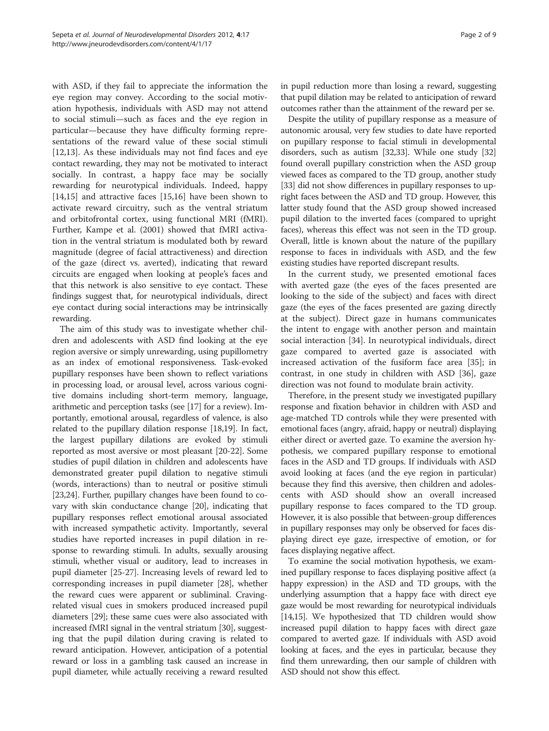with ASD, if they fail to appreciate the information the eye region may convey. According to the social motivation hypothesis, individuals with ASD may not attend to social stimuli—such as faces and the eye region in particular—because they have difficulty forming representations of the reward value of these social stimuli [12,13]. As these individuals may not find faces and eye contact rewarding, they may not be motivated to interact socially. In contrast, a happy face may be socially rewarding for neurotypical individuals. Indeed, happy [14,15] and attractive faces [15,16] have been shown to activate reward circuitry, such as the ventral striatum and orbitofrontal cortex, using functional MRI (fMRI). Further, Kampe et al. (2001) showed that fMRI activation in the ventral striatum is modulated both by reward magnitude (degree of facial attractiveness) and direction of the gaze (direct vs. averted), indicating that reward circuits are engaged when looking at people's faces and that this network is also sensitive to eye contact. These findings suggest that, for neurotypical individuals, direct eye contact during social interactions may be intrinsically rewarding.

The aim of this study was to investigate whether children and adolescents with ASD find looking at the eye region aversive or simply unrewarding, using pupillometry as an index of emotional responsiveness. Task-evoked pupillary responses have been shown to reflect variations in processing load, or arousal level, across various cognitive domains including short-term memory, language, arithmetic and perception tasks (see [17] for a review). Importantly, emotional arousal, regardless of valence, is also related to the pupillary dilation response [18,19]. In fact, the largest pupillary dilations are evoked by stimuli reported as most aversive or most pleasant [20-22]. Some studies of pupil dilation in children and adolescents have demonstrated greater pupil dilation to negative stimuli (words, interactions) than to neutral or positive stimuli [23,24]. Further, pupillary changes have been found to covary with skin conductance change [20], indicating that pupillary responses reflect emotional arousal associated with increased sympathetic activity. Importantly, several studies have reported increases in pupil dilation in response to rewarding stimuli. In adults, sexually arousing stimuli, whether visual or auditory, lead to increases in pupil diameter [25-27]. Increasing levels of reward led to corresponding increases in pupil diameter [28], whether the reward cues were apparent or subliminal. Craving-related visual cues in smokers produced increased pupil diameters [29]; these same cues were also associated with increased fMRI signal in the ventral striatum [30], suggesting that the pupil dilation during craving is related to reward anticipation. However, anticipation of a potential reward or loss in a gambling task caused an increase in pupil diameter, while actually receiving a reward resulted in pupil reduction more than losing a reward, suggesting that pupil dilation may be related to anticipation of reward outcomes rather than the attainment of the reward per se.

Despite the utility of pupillary response as a measure of autonomic arousal, very few studies to date have reported on pupillary response to facial stimuli in developmental disorders, such as autism [32,33]. While one study [32] found overall pupillary constriction when the ASD group viewed faces as compared to the TD group, another study [33] did not show differences in pupillary responses to upright faces between the ASD and TD group. However, this latter study found that the ASD group showed increased pupil dilation to the inverted faces (compared to upright faces), whereas this effect was not seen in the TD group. Overall, little is known about the nature of the pupillary response to faces in individuals with ASD, and the few existing studies have reported discrepant results.

In the current study, we presented emotional faces with averted gaze (the eyes of the faces presented are looking to the side of the subject) and faces with direct gaze (the eyes of the faces presented are gazing directly at the subject). Direct gaze in humans communicates the intent to engage with another person and maintain social interaction [34]. In neurotypical individuals, direct gaze compared to averted gaze is associated with increased activation of the fusiform face area [35]; in contrast, in one study in children with ASD [36], gaze direction was not found to modulate brain activity.

Therefore, in the present study we investigated pupillary response and fixation behavior in children with ASD and age-matched TD controls while they were presented with emotional faces (angry, afraid, happy or neutral) displaying either direct or averted gaze. To examine the aversion hypothesis, we compared pupillary response to emotional faces in the ASD and TD groups. If individuals with ASD avoid looking at faces (and the eye region in particular) because they find this aversive, then children and adolescents with ASD should show an overall increased pupillary response to faces compared to the TD group. However, it is also possible that between-group differences in pupillary responses may only be observed for faces displaying direct eye gaze, irrespective of emotion, or for faces displaying negative affect.

To examine the social motivation hypothesis, we examined pupillary response to faces displaying positive affect (a happy expression) in the ASD and TD groups, with the underlying assumption that a happy face with direct eye gaze would be most rewarding for neurotypical individuals [14,15]. We hypothesized that TD children would show increased pupil dilation to happy faces with direct gaze compared to averted gaze. If individuals with ASD avoid looking at faces, and the eyes in particular, because they find them unrewarding, then our sample of children with ASD should not show this effect.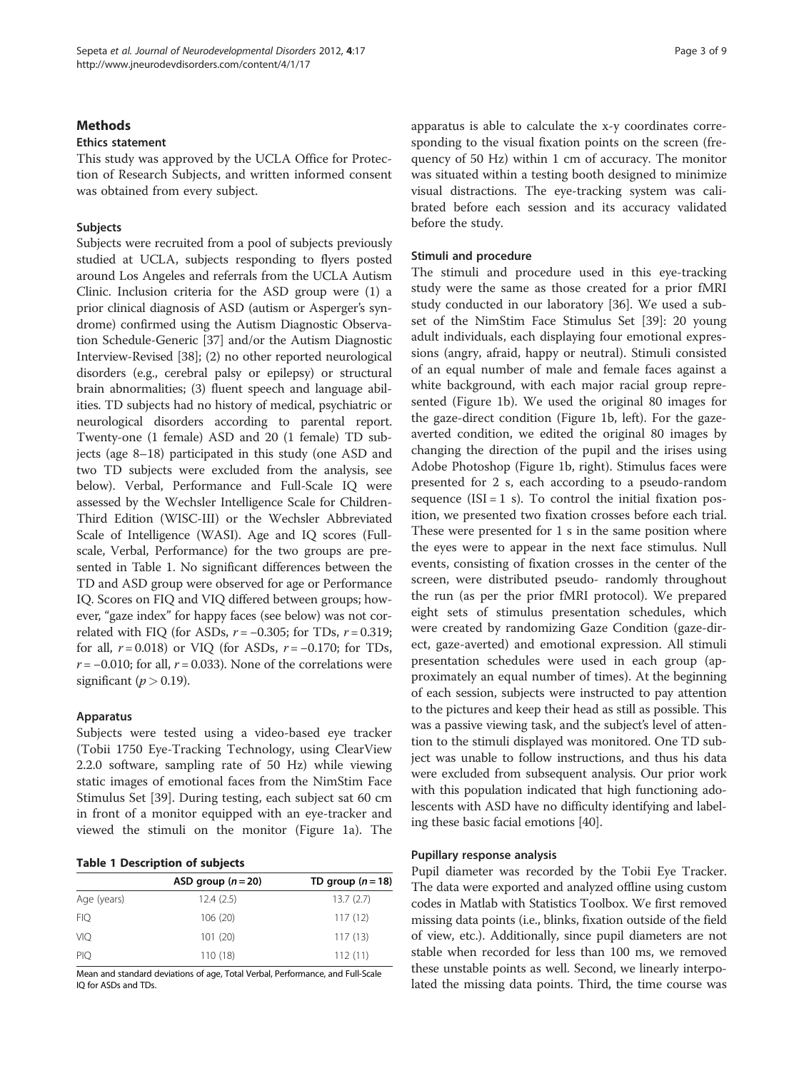## Methods

### Ethics statement

This study was approved by the UCLA Office for Protection of Research Subjects, and written informed consent was obtained from every subject.

### Subjects

Subjects were recruited from a pool of subjects previously studied at UCLA, subjects responding to flyers posted around Los Angeles and referrals from the UCLA Autism Clinic. Inclusion criteria for the ASD group were (1) a prior clinical diagnosis of ASD (autism or Asperger's syndrome) confirmed using the Autism Diagnostic Observation Schedule-Generic [37] and/or the Autism Diagnostic Interview-Revised [38]; (2) no other reported neurological disorders (e.g., cerebral palsy or epilepsy) or structural brain abnormalities; (3) fluent speech and language abilities. TD subjects had no history of medical, psychiatric or neurological disorders according to parental report. Twenty-one (1 female) ASD and 20 (1 female) TD subjects (age 8–18) participated in this study (one ASD and two TD subjects were excluded from the analysis, see below). Verbal, Performance and Full-Scale IQ were assessed by the Wechsler Intelligence Scale for Children-Third Edition (WISC-III) or the Wechsler Abbreviated Scale of Intelligence (WASI). Age and IQ scores (Full-scale, Verbal, Performance) for the two groups are presented in Table 1. No significant differences between the TD and ASD group were observed for age or Performance IQ. Scores on FIQ and VIQ differed between groups; however, "gaze index" for happy faces (see below) was not correlated with FIQ (for ASDs, $r = -0.305$; for TDs, $r = 0.319$; for all, $r = 0.018$) or VIQ (for ASDs, $r = -0.170$; for TDs, $r = -0.010$; for all, $r = 0.033$). None of the correlations were significant ($p > 0.19$).

### Apparatus

Subjects were tested using a video-based eye tracker (Tobii 1750 Eye-Tracking Technology, using ClearView 2.2.0 software, sampling rate of 50 Hz) while viewing static images of emotional faces from the NimStim Face Stimulus Set [39]. During testing, each subject sat 60 cm in front of a monitor equipped with an eye-tracker and viewed the stimuli on the monitor (Figure 1a). The apparatus is able to calculate the x-y coordinates corresponding to the visual fixation points on the screen (frequency of 50 Hz) within 1 cm of accuracy. The monitor was situated within a testing booth designed to minimize visual distractions. The eye-tracking system was calibrated before each session and its accuracy validated before the study.

**Table 1 Description of subjects**

| | ASD group ($n = 20$) | TD group ($n = 18$) |
|---|---|---|
| Age (years) | 12.4 (2.5) | 13.7 (2.7) |
| FIQ | 106 (20) | 117 (12) |
| VIQ | 101 (20) | 117 (13) |
| PIQ | 110 (18) | 112 (11) |

Mean and standard deviations of age, Total Verbal, Performance, and Full-Scale IQ for ASDs and TDs.

### Stimuli and procedure

The stimuli and procedure used in this eye-tracking study were the same as those created for a prior fMRI study conducted in our laboratory [36]. We used a subset of the NimStim Face Stimulus Set [39]: 20 young adult individuals, each displaying four emotional expressions (angry, afraid, happy or neutral). Stimuli consisted of an equal number of male and female faces against a white background, with each major racial group represented (Figure 1b). We used the original 80 images for the gaze-direct condition (Figure 1b, left). For the gaze-averted condition, we edited the original 80 images by changing the direction of the pupil and the irises using Adobe Photoshop (Figure 1b, right). Stimulus faces were presented for 2 s, each according to a pseudo-random sequence (ISI = 1 s). To control the initial fixation position, we presented two fixation crosses before each trial. These were presented for 1 s in the same position where the eyes were to appear in the next face stimulus. Null events, consisting of fixation crosses in the center of the screen, were distributed pseudo- randomly throughout the run (as per the prior fMRI protocol). We prepared eight sets of stimulus presentation schedules, which were created by randomizing Gaze Condition (gaze-direct, gaze-averted) and emotional expression. All stimuli presentation schedules were used in each group (approximately an equal number of times). At the beginning of each session, subjects were instructed to pay attention to the pictures and keep their head as still as possible. This was a passive viewing task, and the subject's level of attention to the stimuli displayed was monitored. One TD subject was unable to follow instructions, and thus his data were excluded from subsequent analysis. Our prior work with this population indicated that high functioning adolescents with ASD have no difficulty identifying and labeling these basic facial emotions [40].

### Pupillary response analysis

Pupil diameter was recorded by the Tobii Eye Tracker. The data were exported and analyzed offline using custom codes in Matlab with Statistics Toolbox. We first removed missing data points (i.e., blinks, fixation outside of the field of view, etc.). Additionally, since pupil diameters are not stable when recorded for less than 100 ms, we removed these unstable points as well. Second, we linearly interpolated the missing data points. Third, the time course was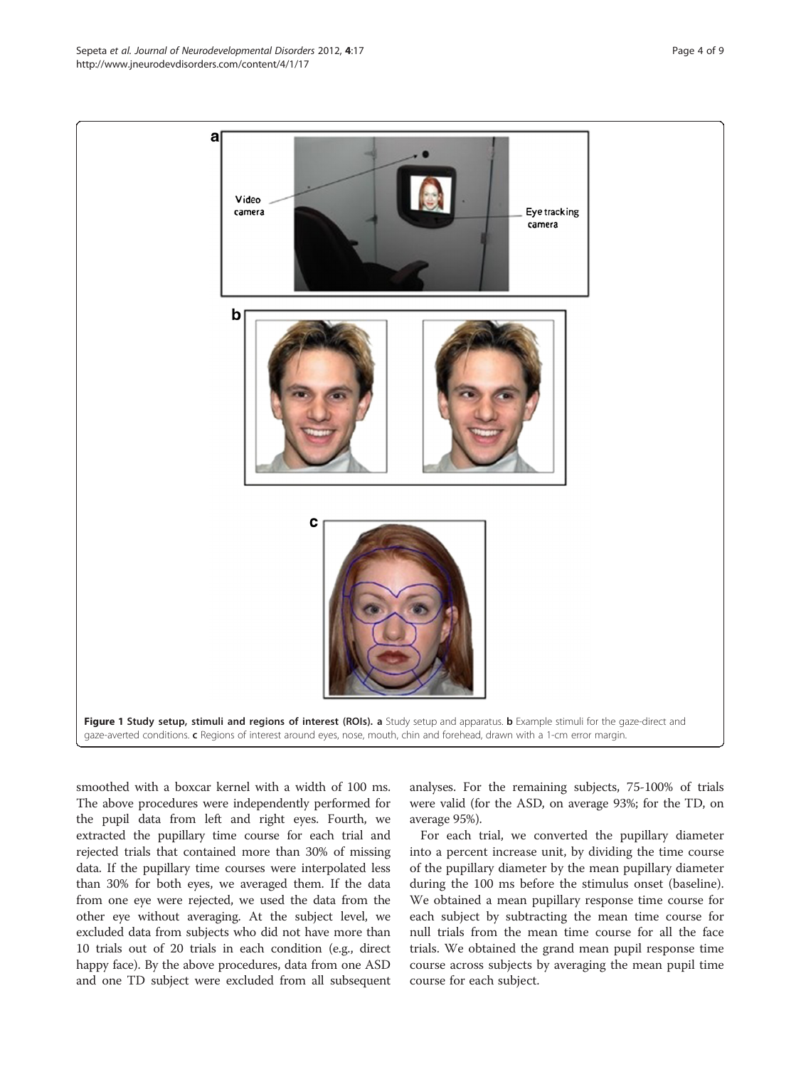**Figure 1 Study setup, stimuli and regions of interest (ROIs). a** Study setup and apparatus. **b** Example stimuli for the gaze-direct and gaze-averted conditions. **c** Regions of interest around eyes, nose, mouth, chin and forehead, drawn with a 1-cm error margin.

smoothed with a boxcar kernel with a width of 100 ms. The above procedures were independently performed for the pupil data from left and right eyes. Fourth, we extracted the pupillary time course for each trial and rejected trials that contained more than 30% of missing data. If the pupillary time courses were interpolated less than 30% for both eyes, we averaged them. If the data from one eye were rejected, we used the data from the other eye without averaging. At the subject level, we excluded data from subjects who did not have more than 10 trials out of 20 trials in each condition (e.g., direct happy face). By the above procedures, data from one ASD and one TD subject were excluded from all subsequent analyses. For the remaining subjects, 75-100% of trials were valid (for the ASD, on average 93%; for the TD, on average 95%).

For each trial, we converted the pupillary diameter into a percent increase unit, by dividing the time course of the pupillary diameter by the mean pupillary diameter during the 100 ms before the stimulus onset (baseline). We obtained a mean pupillary response time course for each subject by subtracting the mean time course for null trials from the mean time course for all the face trials. We obtained the grand mean pupil response time course across subjects by averaging the mean pupil time course for each subject.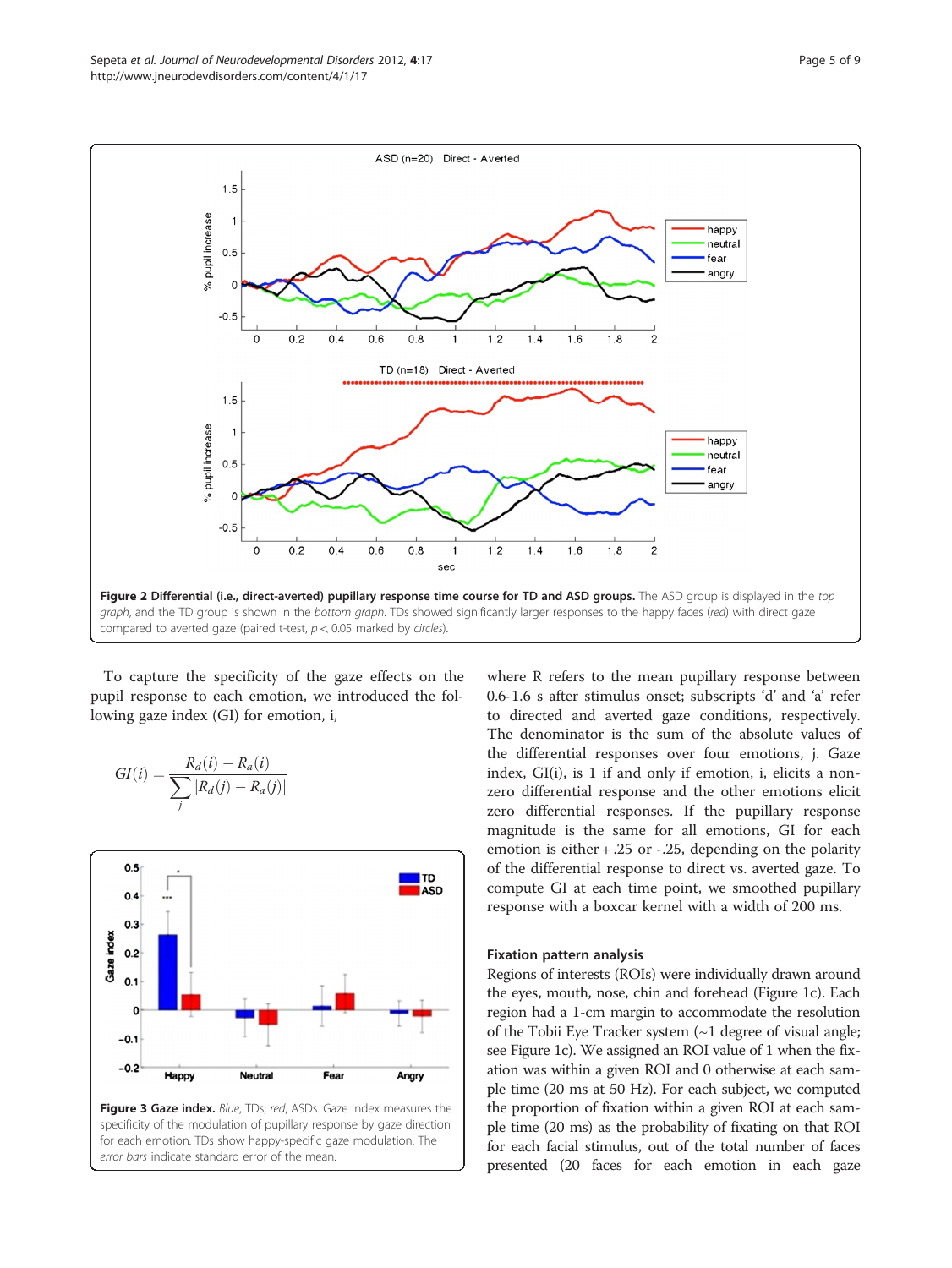Figure 2 **Differential (i.e., direct-averted) pupillary response time course for TD and ASD groups.** The ASD group is displayed in the *top graph*, and the TD group is shown in the *bottom graph*. TDs showed significantly larger responses to the happy faces (*red*) with direct gaze compared to averted gaze (paired t-test, $p < 0.05$ marked by *circles*).

To capture the specificity of the gaze effects on the pupil response to each emotion, we introduced the following gaze index (GI) for emotion, i,

$$GI(i) = \frac{R_d(i) - R_a(i)}{\sum_j |R_d(j) - R_a(j)|}$$

Figure 3 **Gaze index.** *Blue*, TDs; *red*, ASDs. Gaze index measures the specificity of the modulation of pupillary response by gaze direction for each emotion. TDs show happy-specific gaze modulation. The *error bars* indicate standard error of the mean.

where R refers to the mean pupillary response between 0.6-1.6 s after stimulus onset; subscripts 'd' and 'a' refer to directed and averted gaze conditions, respectively. The denominator is the sum of the absolute values of the differential responses over four emotions, j. Gaze index, GI(i), is 1 if and only if emotion, i, elicits a non-zero differential response and the other emotions elicit zero differential responses. If the pupillary response magnitude is the same for all emotions, GI for each emotion is either + .25 or -.25, depending on the polarity of the differential response to direct vs. averted gaze. To compute GI at each time point, we smoothed pupillary response with a boxcar kernel with a width of 200 ms.

### Fixation pattern analysis

Regions of interests (ROIs) were individually drawn around the eyes, mouth, nose, chin and forehead (Figure 1c). Each region had a 1-cm margin to accommodate the resolution of the Tobii Eye Tracker system (~1 degree of visual angle; see Figure 1c). We assigned an ROI value of 1 when the fixation was within a given ROI and 0 otherwise at each sample time (20 ms at 50 Hz). For each subject, we computed the proportion of fixation within a given ROI at each sample time (20 ms) as the probability of fixating on that ROI for each facial stimulus, out of the total number of faces presented (20 faces for each emotion in each gaze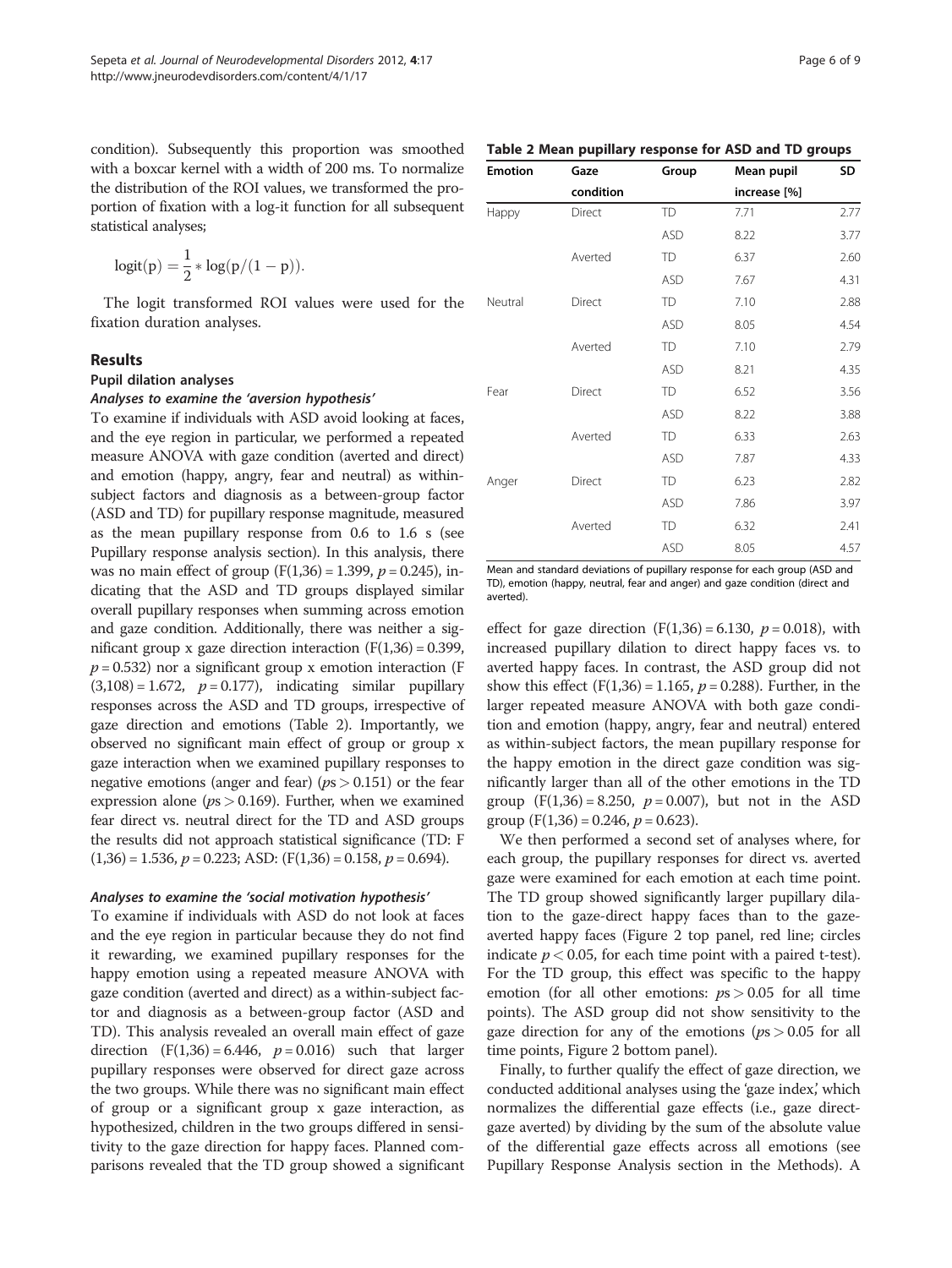condition). Subsequently this proportion was smoothed with a boxcar kernel with a width of 200 ms. To normalize the distribution of the ROI values, we transformed the proportion of fixation with a log-it function for all subsequent statistical analyses;

$$\mathrm{logit(p)} = \frac{1}{2} * \log(\mathrm{p}/(1-\mathrm{p})).$$

The logit transformed ROI values were used for the fixation duration analyses.

## Results

### Pupil dilation analyses

#### *Analyses to examine the 'aversion hypothesis'*

To examine if individuals with ASD avoid looking at faces, and the eye region in particular, we performed a repeated measure ANOVA with gaze condition (averted and direct) and emotion (happy, angry, fear and neutral) as within-subject factors and diagnosis as a between-group factor (ASD and TD) for pupillary response magnitude, measured as the mean pupillary response from 0.6 to 1.6 s (see Pupillary response analysis section). In this analysis, there was no main effect of group ($F(1,36) = 1.399$, $p = 0.245$), indicating that the ASD and TD groups displayed similar overall pupillary responses when summing across emotion and gaze condition. Additionally, there was neither a significant group x gaze direction interaction ($F(1,36) = 0.399$, $p = 0.532$) nor a significant group x emotion interaction ($F(3,108) = 1.672$, $p = 0.177$), indicating similar pupillary responses across the ASD and TD groups, irrespective of gaze direction and emotions (Table 2). Importantly, we observed no significant main effect of group or group x gaze interaction when we examined pupillary responses to negative emotions (anger and fear) ($ps > 0.151$) or the fear expression alone ($ps > 0.169$). Further, when we examined fear direct vs. neutral direct for the TD and ASD groups the results did not approach statistical significance (TD: $F(1,36) = 1.536$, $p = 0.223$; ASD: $F(1,36) = 0.158$, $p = 0.694$).

#### *Analyses to examine the 'social motivation hypothesis'*

To examine if individuals with ASD do not look at faces and the eye region in particular because they do not find it rewarding, we examined pupillary responses for the happy emotion using a repeated measure ANOVA with gaze condition (averted and direct) as a within-subject factor and diagnosis as a between-group factor (ASD and TD). This analysis revealed an overall main effect of gaze direction ($F(1,36) = 6.446$, $p = 0.016$) such that larger pupillary responses were observed for direct gaze across the two groups. While there was no significant main effect of group or a significant group x gaze interaction, as hypothesized, children in the two groups differed in sensitivity to the gaze direction for happy faces. Planned comparisons revealed that the TD group showed a significant effect for gaze direction ($F(1,36) = 6.130$, $p = 0.018$), with increased pupillary dilation to direct happy faces vs. to averted happy faces. In contrast, the ASD group did not show this effect ($F(1,36) = 1.165$, $p = 0.288$). Further, in the larger repeated measure ANOVA with both gaze condition and emotion (happy, angry, fear and neutral) entered as within-subject factors, the mean pupillary response for the happy emotion in the direct gaze condition was significantly larger than all of the other emotions in the TD group ($F(1,36) = 8.250$, $p = 0.007$), but not in the ASD group ($F(1,36) = 0.246$, $p = 0.623$).

We then performed a second set of analyses where, for each group, the pupillary responses for direct vs. averted gaze were examined for each emotion at each time point. The TD group showed significantly larger pupillary dilation to the gaze-direct happy faces than to the gaze-averted happy faces (Figure 2 top panel, red line; circles indicate $p < 0.05$, for each time point with a paired t-test). For the TD group, this effect was specific to the happy emotion (for all other emotions: $ps > 0.05$ for all time points). The ASD group did not show sensitivity to the gaze direction for any of the emotions ($ps > 0.05$ for all time points, Figure 2 bottom panel).

Finally, to further qualify the effect of gaze direction, we conducted additional analyses using the 'gaze index,' which normalizes the differential gaze effects (i.e., gaze direct-gaze averted) by dividing by the sum of the absolute value of the differential gaze effects across all emotions (see Pupillary Response Analysis section in the Methods). A

**Table 2 Mean pupillary response for ASD and TD groups**

| Emotion | Gaze condition | Group | Mean pupil increase [%] | SD |
|---|---|---|---|---|
| Happy | Direct | TD | 7.71 | 2.77 |
| | | ASD | 8.22 | 3.77 |
| | Averted | TD | 6.37 | 2.60 |
| | | ASD | 7.67 | 4.31 |
| Neutral | Direct | TD | 7.10 | 2.88 |
| | | ASD | 8.05 | 4.54 |
| | Averted | TD | 7.10 | 2.79 |
| | | ASD | 8.21 | 4.35 |
| Fear | Direct | TD | 6.52 | 3.56 |
| | | ASD | 8.22 | 3.88 |
| | Averted | TD | 6.33 | 2.63 |
| | | ASD | 7.87 | 4.33 |
| Anger | Direct | TD | 6.23 | 2.82 |
| | | ASD | 7.86 | 3.97 |
| | Averted | TD | 6.32 | 2.41 |
| | | ASD | 8.05 | 4.57 |

Mean and standard deviations of pupillary response for each group (ASD and TD), emotion (happy, neutral, fear and anger) and gaze condition (direct and averted).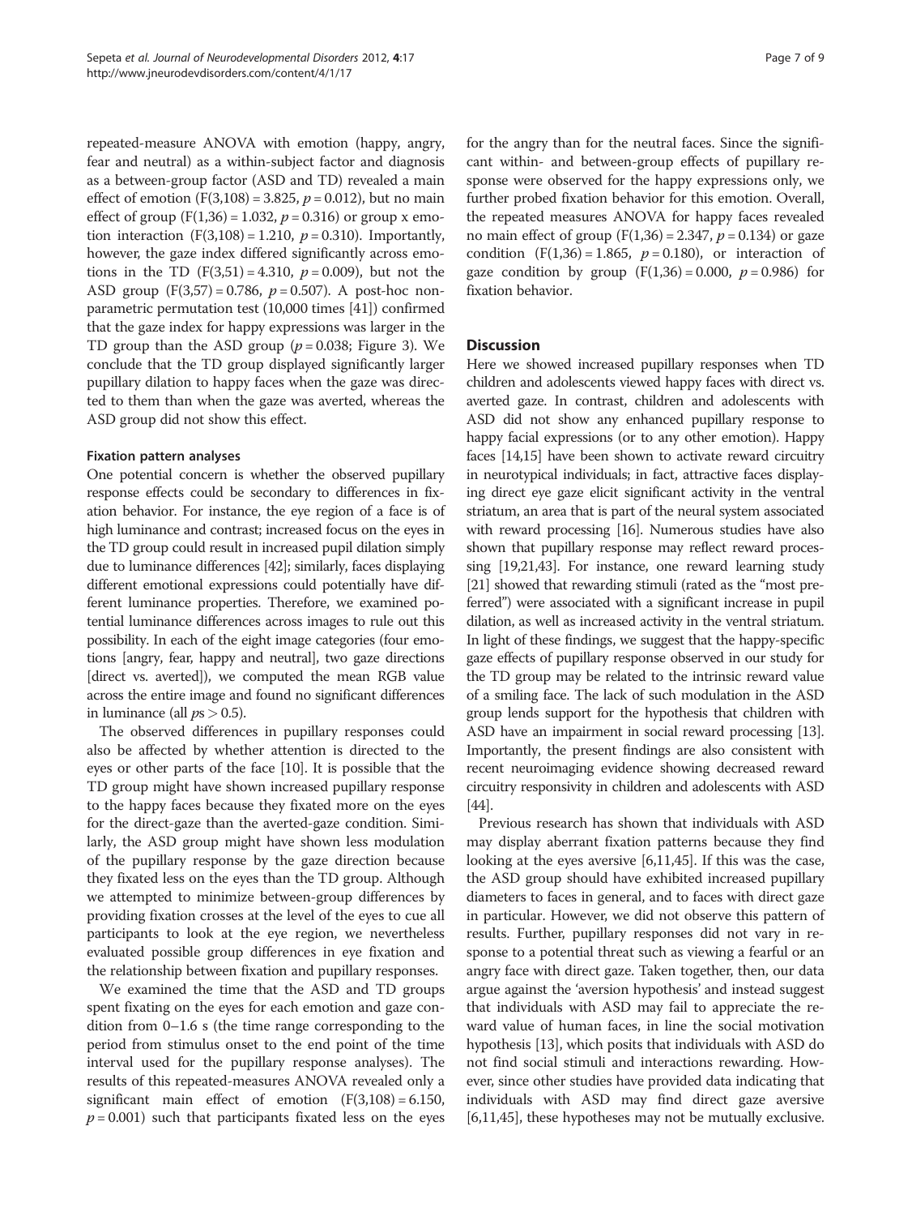repeated-measure ANOVA with emotion (happy, angry, fear and neutral) as a within-subject factor and diagnosis as a between-group factor (ASD and TD) revealed a main effect of emotion ($F(3,108) = 3.825$, $p = 0.012$), but no main effect of group ($F(1,36) = 1.032$, $p = 0.316$) or group x emotion interaction ($F(3,108) = 1.210$, $p = 0.310$). Importantly, however, the gaze index differed significantly across emotions in the TD ($F(3,51) = 4.310$, $p = 0.009$), but not the ASD group ($F(3,57) = 0.786$, $p = 0.507$). A post-hoc non-parametric permutation test (10,000 times [41]) confirmed that the gaze index for happy expressions was larger in the TD group than the ASD group ($p = 0.038$; Figure 3). We conclude that the TD group displayed significantly larger pupillary dilation to happy faces when the gaze was directed to them than when the gaze was averted, whereas the ASD group did not show this effect.

### Fixation pattern analyses

One potential concern is whether the observed pupillary response effects could be secondary to differences in fixation behavior. For instance, the eye region of a face is of high luminance and contrast; increased focus on the eyes in the TD group could result in increased pupil dilation simply due to luminance differences [42]; similarly, faces displaying different emotional expressions could potentially have different luminance properties. Therefore, we examined potential luminance differences across images to rule out this possibility. In each of the eight image categories (four emotions [angry, fear, happy and neutral], two gaze directions [direct vs. averted]), we computed the mean RGB value across the entire image and found no significant differences in luminance (all $p$s $> 0.5$).

The observed differences in pupillary responses could also be affected by whether attention is directed to the eyes or other parts of the face [10]. It is possible that the TD group might have shown increased pupillary response to the happy faces because they fixated more on the eyes for the direct-gaze than the averted-gaze condition. Similarly, the ASD group might have shown less modulation of the pupillary response by the gaze direction because they fixated less on the eyes than the TD group. Although we attempted to minimize between-group differences by providing fixation crosses at the level of the eyes to cue all participants to look at the eye region, we nevertheless evaluated possible group differences in eye fixation and the relationship between fixation and pupillary responses.

We examined the time that the ASD and TD groups spent fixating on the eyes for each emotion and gaze condition from 0–1.6 s (the time range corresponding to the period from stimulus onset to the end point of the time interval used for the pupillary response analyses). The results of this repeated-measures ANOVA revealed only a significant main effect of emotion ($F(3,108) = 6.150$, $p = 0.001$) such that participants fixated less on the eyes for the angry than for the neutral faces. Since the significant within- and between-group effects of pupillary response were observed for the happy expressions only, we further probed fixation behavior for this emotion. Overall, the repeated measures ANOVA for happy faces revealed no main effect of group ($F(1,36) = 2.347$, $p = 0.134$) or gaze condition ($F(1,36) = 1.865$, $p = 0.180$), or interaction of gaze condition by group ($F(1,36) = 0.000$, $p = 0.986$) for fixation behavior.

## Discussion

Here we showed increased pupillary responses when TD children and adolescents viewed happy faces with direct vs. averted gaze. In contrast, children and adolescents with ASD did not show any enhanced pupillary response to happy facial expressions (or to any other emotion). Happy faces [14,15] have been shown to activate reward circuitry in neurotypical individuals; in fact, attractive faces displaying direct eye gaze elicit significant activity in the ventral striatum, an area that is part of the neural system associated with reward processing [16]. Numerous studies have also shown that pupillary response may reflect reward processing [19,21,43]. For instance, one reward learning study [21] showed that rewarding stimuli (rated as the "most preferred") were associated with a significant increase in pupil dilation, as well as increased activity in the ventral striatum. In light of these findings, we suggest that the happy-specific gaze effects of pupillary response observed in our study for the TD group may be related to the intrinsic reward value of a smiling face. The lack of such modulation in the ASD group lends support for the hypothesis that children with ASD have an impairment in social reward processing [13]. Importantly, the present findings are also consistent with recent neuroimaging evidence showing decreased reward circuitry responsivity in children and adolescents with ASD [44].

Previous research has shown that individuals with ASD may display aberrant fixation patterns because they find looking at the eyes aversive [6,11,45]. If this was the case, the ASD group should have exhibited increased pupillary diameters to faces in general, and to faces with direct gaze in particular. However, we did not observe this pattern of results. Further, pupillary responses did not vary in response to a potential threat such as viewing a fearful or an angry face with direct gaze. Taken together, then, our data argue against the 'aversion hypothesis' and instead suggest that individuals with ASD may fail to appreciate the reward value of human faces, in line the social motivation hypothesis [13], which posits that individuals with ASD do not find social stimuli and interactions rewarding. However, since other studies have provided data indicating that individuals with ASD may find direct gaze aversive [6,11,45], these hypotheses may not be mutually exclusive.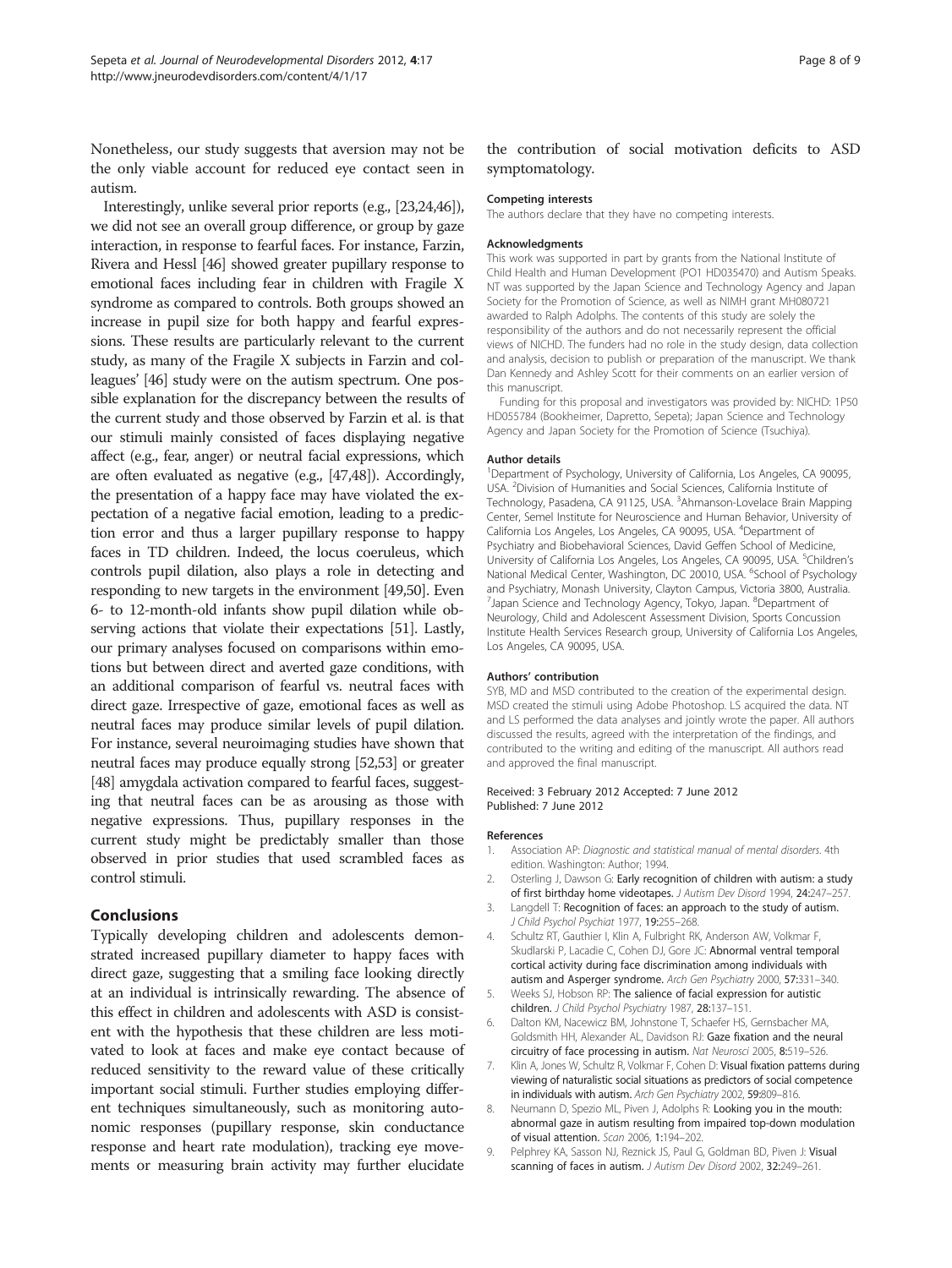Nonetheless, our study suggests that aversion may not be the only viable account for reduced eye contact seen in autism.

Interestingly, unlike several prior reports (e.g., [23,24,46]), we did not see an overall group difference, or group by gaze interaction, in response to fearful faces. For instance, Farzin, Rivera and Hessl [46] showed greater pupillary response to emotional faces including fear in children with Fragile X syndrome as compared to controls. Both groups showed an increase in pupil size for both happy and fearful expressions. These results are particularly relevant to the current study, as many of the Fragile X subjects in Farzin and colleagues' [46] study were on the autism spectrum. One possible explanation for the discrepancy between the results of the current study and those observed by Farzin et al. is that our stimuli mainly consisted of faces displaying negative affect (e.g., fear, anger) or neutral facial expressions, which are often evaluated as negative (e.g., [47,48]). Accordingly, the presentation of a happy face may have violated the expectation of a negative facial emotion, leading to a prediction error and thus a larger pupillary response to happy faces in TD children. Indeed, the locus coeruleus, which controls pupil dilation, also plays a role in detecting and responding to new targets in the environment [49,50]. Even 6- to 12-month-old infants show pupil dilation while observing actions that violate their expectations [51]. Lastly, our primary analyses focused on comparisons within emotions but between direct and averted gaze conditions, with an additional comparison of fearful vs. neutral faces with direct gaze. Irrespective of gaze, emotional faces as well as neutral faces may produce similar levels of pupil dilation. For instance, several neuroimaging studies have shown that neutral faces may produce equally strong [52,53] or greater [48] amygdala activation compared to fearful faces, suggesting that neutral faces can be as arousing as those with negative expressions. Thus, pupillary responses in the current study might be predictably smaller than those observed in prior studies that used scrambled faces as control stimuli.

## Conclusions

Typically developing children and adolescents demonstrated increased pupillary diameter to happy faces with direct gaze, suggesting that a smiling face looking directly at an individual is intrinsically rewarding. The absence of this effect in children and adolescents with ASD is consistent with the hypothesis that these children are less motivated to look at faces and make eye contact because of reduced sensitivity to the reward value of these critically important social stimuli. Further studies employing different techniques simultaneously, such as monitoring autonomic responses (pupillary response, skin conductance response and heart rate modulation), tracking eye movements or measuring brain activity may further elucidate the contribution of social motivation deficits to ASD symptomatology.

#### Competing interests

The authors declare that they have no competing interests.

#### Acknowledgments

This work was supported in part by grants from the National Institute of Child Health and Human Development (PO1 HD035470) and Autism Speaks. NT was supported by the Japan Science and Technology Agency and Japan Society for the Promotion of Science, as well as NIMH grant MH080721 awarded to Ralph Adolphs. The contents of this study are solely the responsibility of the authors and do not necessarily represent the official views of NICHD. The funders had no role in the study design, data collection and analysis, decision to publish or preparation of the manuscript. We thank Dan Kennedy and Ashley Scott for their comments on an earlier version of this manuscript.

Funding for this proposal and investigators was provided by: NICHD: 1P50 HD055784 (Bookheimer, Dapretto, Sepeta); Japan Science and Technology Agency and Japan Society for the Promotion of Science (Tsuchiya).

#### Author details

[1]Department of Psychology, University of California, Los Angeles, CA 90095, USA. [2]Division of Humanities and Social Sciences, California Institute of Technology, Pasadena, CA 91125, USA. [3]Ahmanson-Lovelace Brain Mapping Center, Semel Institute for Neuroscience and Human Behavior, University of California Los Angeles, Los Angeles, CA 90095, USA. [4]Department of Psychiatry and Biobehavioral Sciences, David Geffen School of Medicine, University of California Los Angeles, Los Angeles, CA 90095, USA. [5]Children's National Medical Center, Washington, DC 20010, USA. [6]School of Psychology and Psychiatry, Monash University, Clayton Campus, Victoria 3800, Australia. [7]Japan Science and Technology Agency, Tokyo, Japan. [8]Department of Neurology, Child and Adolescent Assessment Division, Sports Concussion Institute Health Services Research group, University of California Los Angeles, Los Angeles, CA 90095, USA.

#### Authors' contribution

SYB, MD and MSD contributed to the creation of the experimental design. MSD created the stimuli using Adobe Photoshop. LS acquired the data. NT and LS performed the data analyses and jointly wrote the paper. All authors discussed the results, agreed with the interpretation of the findings, and contributed to the writing and editing of the manuscript. All authors read and approved the final manuscript.

Received: 3 February 2012 Accepted: 7 June 2012
Published: 7 June 2012

#### References

1. Association AP: *Diagnostic and statistical manual of mental disorders*. 4th edition. Washington: Author; 1994.
2. Osterling J, Dawson G: **Early recognition of children with autism: a study of first birthday home videotapes.** *J Autism Dev Disord* 1994, **24:**247–257.
3. Langdell T: **Recognition of faces: an approach to the study of autism.** *J Child Psychol Psychiat* 1977, **19:**255–268.
4. Schultz RT, Gauthier I, Klin A, Fulbright RK, Anderson AW, Volkmar F, Skudlarski P, Lacadie C, Cohen DJ, Gore JC: **Abnormal ventral temporal cortical activity during face discrimination among individuals with autism and Asperger syndrome.** *Arch Gen Psychiatry* 2000, **57:**331–340.
5. Weeks SJ, Hobson RP: **The salience of facial expression for autistic children.** *J Child Psychol Psychiatry* 1987, **28:**137–151.
6. Dalton KM, Nacewicz BM, Johnstone T, Schaefer HS, Gernsbacher MA, Goldsmith HH, Alexander AL, Davidson RJ: **Gaze fixation and the neural circuitry of face processing in autism.** *Nat Neurosci* 2005, **8:**519–526.
7. Klin A, Jones W, Schultz R, Volkmar F, Cohen D: **Visual fixation patterns during viewing of naturalistic social situations as predictors of social competence in individuals with autism.** *Arch Gen Psychiatry* 2002, **59:**809–816.
8. Neumann D, Spezio ML, Piven J, Adolphs R: **Looking you in the mouth: abnormal gaze in autism resulting from impaired top-down modulation of visual attention.** *Scan* 2006, **1:**194–202.
9. Pelphrey KA, Sasson NJ, Reznick JS, Paul G, Goldman BD, Piven J: **Visual scanning of faces in autism.** *J Autism Dev Disord* 2002, **32:**249–261.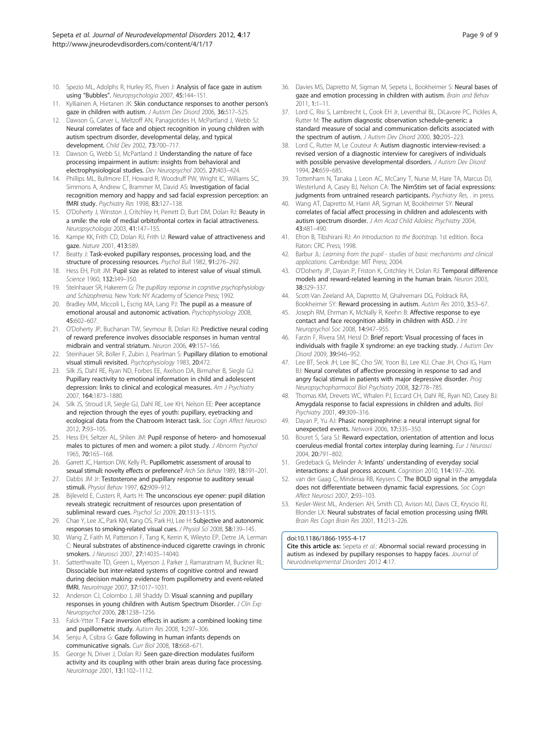10. Spezio ML, Adolphs R, Hurley RS, Piven J: **Analysis of face gaze in autism using "Bubbles".** *Neuropsychologia* 2007, **45:**144–151.
11. Kylliainen A, Hietanen JK: **Skin conductance responses to another person's gaze in children with autism.** *J Autism Dev Disord* 2006, **36:**517–525.
12. Dawson G, Carver L, Meltzoff AN, Panagiotides H, McPartland J, Webb SJ: **Neural correlates of face and object recognition in young children with autism spectrum disorder, developmental delay, and typical development.** *Child Dev* 2002, **73:**700–717.
13. Dawson G, Webb SJ, McPartland J: **Understanding the nature of face processing impairment in autism: insights from behavioral and electrophysiological studies.** *Dev Neuropsychol* 2005, **27:**403–424.
14. Phillips ML, Bullmore ET, Howard R, Woodruff PW, Wright IC, Williams SC, Simmons A, Andrew C, Brammer M, David AS: **Investigation of facial recognition memory and happy and sad facial expression perception: an fMRI study.** *Psychiatry Res* 1998, **83:**127–138.
15. O'Doherty J, Winston J, Critchley H, Perrett D, Burt DM, Dolan RJ: **Beauty in a smile: the role of medial orbitofrontal cortex in facial attractiveness.** *Neuropsychologia* 2003, **41:**147–155.
16. Kampe KK, Frith CD, Dolan RJ, Frith U: **Reward value of attractiveness and gaze.** *Nature* 2001, **413:**589.
17. Beatty J: **Task-evoked pupillary responses, processing load, and the structure of processing resources.** *Psychol Bull* 1982, **91:**276–292.
18. Hess EH, Polt JM: **Pupil size as related to interest value of visual stimuli.** *Science* 1960, **132:**349–350.
19. Steinhauer SR, Hakerem G: *The pupillary response in cognitive psychophysiology and Schizophrenia.* New York: NY Academy of Science Press; 1992.
20. Bradley MM, Miccoli L, Escrig MA, Lang PJ: **The pupil as a measure of emotional arousal and autonomic activation.** *Psychophysiology* 2008, **45:**602–607.
21. O'Doherty JP, Buchanan TW, Seymour B, Dolan RJ: **Predictive neural coding of reward preference involves dissociable responses in human ventral midbrain and ventral striatum.** *Neuron* 2006, **49:**157–166.
22. Steinhauer SR, Boller F, Zubin J, Pearlman S: **Pupillary dilation to emotional visual stimuli revisited.** *Psychophysiology* 1983, **20:**472.
23. Silk JS, Dahl RE, Ryan ND, Forbes EE, Axelson DA, Birmaher B, Siegle GJ: **Pupillary reactivity to emotional information in child and adolescent depression: links to clinical and ecological measures.** *Am J Psychiatry* 2007, **164:**1873–1880.
24. Silk JS, Stroud LR, Siegle GJ, Dahl RE, Lee KH, Nelson EE: **Peer acceptance and rejection through the eyes of youth: pupillary, eyetracking and ecological data from the Chatroom Interact task.** *Soc Cogn Affect Neurosci* 2012, **7:**93–105.
25. Hess EH, Seltzer AL, Shlien JM: **Pupil response of hetero- and homosexual males to pictures of men and women: a pilot study.** *J Abnorm Psychol* 1965, **70:**165–168.
26. Garrett JC, Harrison DW, Kelly PL: **Pupillometric assessment of arousal to sexual stimuli: novelty effects or preference?** *Arch Sex Behav* 1989, **18:**191–201.
27. Dabbs JM Jr: **Testosterone and pupillary response to auditory sexual stimuli.** *Physiol Behav* 1997, **62:**909–912.
28. Bijleveld E, Custers R, Aarts H: **The unconscious eye opener: pupil dilation reveals strategic recruitment of resources upon presentation of subliminal reward cues.** *Psychol Sci* 2009, **20:**1313–1315.
29. Chae Y, Lee JC, Park KM, Kang OS, Park HJ, Lee H: **Subjective and autonomic responses to smoking-related visual cues.** *J Physiol Sci* 2008, **58:**139–145.
30. Wang Z, Faith M, Patterson F, Tang K, Kerrin K, Wileyto EP, Detre JA, Lerman C: **Neural substrates of abstinence-induced cigarette cravings in chronic smokers.** *J Neurosci* 2007, **27:**14035–14040.
31. Satterthwaite TD, Green L, Myerson J, Parker J, Ramaratnam M, Buckner RL: **Dissociable but inter-related systems of cognitive control and reward during decision making: evidence from pupillometry and event-related fMRI.** *NeuroImage* 2007, **37:**1017–1031.
32. Anderson CJ, Colombo J, Jill Shaddy D: **Visual scanning and pupillary responses in young children with Autism Spectrum Disorder.** *J Clin Exp Neuropsychol* 2006, **28:**1238–1256.
33. Falck-Ytter T: **Face inversion effects in autism: a combined looking time and pupillometric study.** *Autism Res* 2008, **1:**297–306.
34. Senju A, Csibra G: **Gaze following in human infants depends on communicative signals.** *Curr Biol* 2008, **18:**668–671.
35. George N, Driver J, Dolan RJ: **Seen gaze-direction modulates fusiform activity and its coupling with other brain areas during face processing.** *NeuroImage* 2001, **13:**1102–1112.
36. Davies MS, Dapretto M, Sigman M, Sepeta L, Bookheimer S: **Neural bases of gaze and emotion processing in children with autism.** *Brain and Behav* 2011, **1:**1–11.
37. Lord C, Risi S, Lambrecht L, Cook EH Jr, Leventhal BL, DiLavore PC, Pickles A, Rutter M: **The autism diagnostic observation schedule-generic: a standard measure of social and communication deficits associated with the spectrum of autism.** *J Autism Dev Disord* 2000, **30:**205–223.
38. Lord C, Rutter M, Le Couteur A: **Autism diagnostic interview-revised: a revised version of a diagnostic interview for caregivers of individuals with possible pervasive developmental disorders.** *J Autism Dev Disord* 1994, **24:**659–685.
39. Tottenham N, Tanaka J, Leon AC, McCarry T, Nurse M, Hare TA, Marcus DJ, Westerlund A, Casey BJ, Nelson CA: **The NimStim set of facial expressions: judgments from untrained research participants.** *Psychiatry Res*, . in press.
40. Wang AT, Dapretto M, Hariri AR, Sigman M, Bookheimer SY: **Neural correlates of facial affect processing in children and adolescents with autism spectrum disorder.** *J Am Acad Child Adolesc Psychiatry* 2004, **43:**481–490.
41. Efron B, Tibshirani RJ: *An Introduction to the Bootstrap.* 1st edition. Boca Raton: CRC Press; 1998.
42. Barbur JL: *Learning from the pupil - studies of basic mechanisms and clinical applications.* Cambridge: MIT Press; 2004.
43. O'Doherty JP, Dayan P, Friston K, Critchley H, Dolan RJ: **Temporal difference models and reward-related learning in the human brain.** *Neuron* 2003, **38:**329–337.
44. Scott-Van Zeeland AA, Dapretto M, Ghahremani DG, Poldrack RA, Bookheimer SY: **Reward processing in autism.** *Autism Res* 2010, **3:**53–67.
45. Joseph RM, Ehrman K, McNally R, Keehn B: **Affective response to eye contact and face recognition ability in children with ASD.** *J Int Neuropsychol Soc* 2008, **14:**947–955.
46. Farzin F, Rivera SM, Hessl D: **Brief report: Visual processing of faces in individuals with fragile X syndrome: an eye tracking study.** *J Autism Dev Disord* 2009, **39:**946–952.
47. Lee BT, Seok JH, Lee BC, Cho SW, Yoon BJ, Lee KU, Chae JH, Choi IG, Ham BJ: **Neural correlates of affective processing in response to sad and angry facial stimuli in patients with major depressive disorder.** *Prog Neuropsychopharmacol Biol Psychiatry* 2008, **32:**778–785.
48. Thomas KM, Drevets WC, Whalen PJ, Eccard CH, Dahl RE, Ryan ND, Casey BJ: **Amygdala response to facial expressions in children and adults.** *Biol Psychiatry* 2001, **49:**309–316.
49. Dayan P, Yu AJ: **Phasic norepinephrine: a neural interrupt signal for unexpected events.** *Network* 2006, **17:**335–350.
50. Bouret S, Sara SJ: **Reward expectation, orientation of attention and locus coeruleus-medial frontal cortex interplay during learning.** *Eur J Neurosci* 2004, **20:**791–802.
51. Gredeback G, Melinder A: **Infants' understanding of everyday social interactions: a dual process account.** *Cognition* 2010, **114:**197–206.
52. van der Gaag C, Minderaa RB, Keysers C: **The BOLD signal in the amygdala does not differentiate between dynamic facial expressions.** *Soc Cogn Affect Neurosci* 2007, **2:**93–103.
53. Kesler-West ML, Andersen AH, Smith CD, Avison MJ, Davis CE, Kryscio RJ, Blonder LX: **Neural substrates of facial emotion processing using fMRI.** *Brain Res Cogn Brain Res* 2001, **11:**213–226.

doi:10.1186/1866-1955-4-17

**Cite this article as:** Sepeta *et al.*: Abnormal social reward processing in autism as indexed by pupillary responses to happy faces. *Journal of Neurodevelopmental Disorders* 2012 **4**:17.